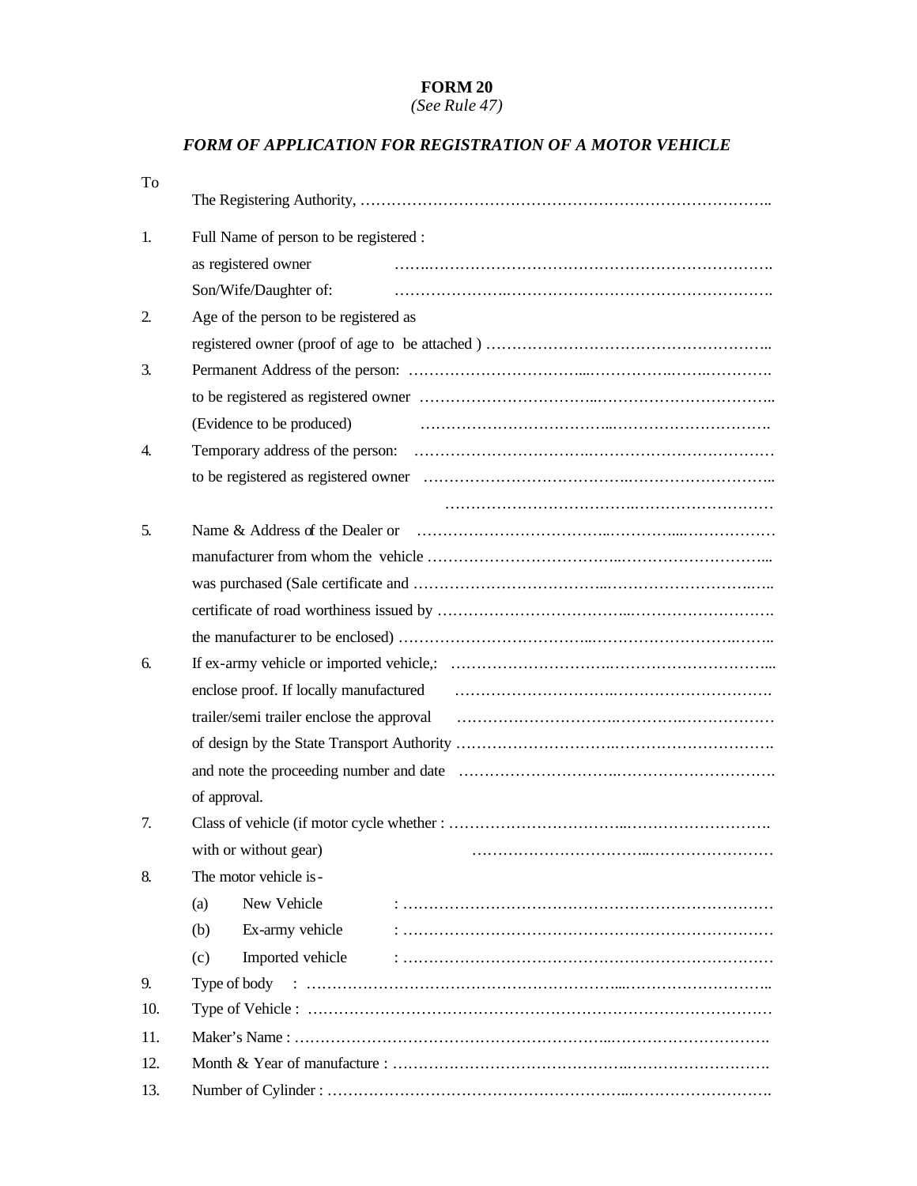# FORM 20

*(See Rule 47)*

## *FORM OF APPLICATION FOR REGISTRATION OF A MOTOR VEHICLE*

To

The Registering Authority, ……………………………………………………………………..

1. Full Name of person to be registered :
   as registered owner …………………………………………………………………
   Son/Wife/Daughter of: …………………………………………………………………
2. Age of the person to be registered as
   registered owner (proof of age to be attached ) ………………………………………………..
3. Permanent Address of the person: ……………………………………………………………
   to be registered as registered owner ……………………………………………………………..
   (Evidence to be produced) ……………………………………………………………
4. Temporary address of the person: ……………………………………………………………
   to be registered as registered owner ……………………………………………………………..
   ……………………………………………………………
5. Name & Address of the Dealer or ……………………………………………………………
   manufacturer from whom the vehicle ……………………………………………………………...
   was purchased (Sale certificate and ……………………………………………………………..
   certificate of road worthiness issued by ……………………………………………………………
   the manufacturer to be enclosed) ……………………………………………………………..
6. If ex-army vehicle or imported vehicle,: ……………………………………………………………...
   enclose proof. If locally manufactured ……………………………………………………………
   trailer/semi trailer enclose the approval ……………………………………………………………
   of design by the State Transport Authority ……………………………………………………………
   and note the proceeding number and date ……………………………………………………………
   of approval.
7. Class of vehicle (if motor cycle whether : ……………………………………………………………
   with or without gear) ……………………………………………………………
8. The motor vehicle is -
   (a) New Vehicle : ……………………………………………………………
   (b) Ex-army vehicle : ……………………………………………………………
   (c) Imported vehicle : ……………………………………………………………
9. Type of body : ……………………………………………………………………………..
10. Type of Vehicle : ……………………………………………………………………………
11. Maker's Name : ……………………………………………………………………………
12. Month & Year of manufacture : ……………………………………………………………
13. Number of Cylinder : ……………………………………………………………………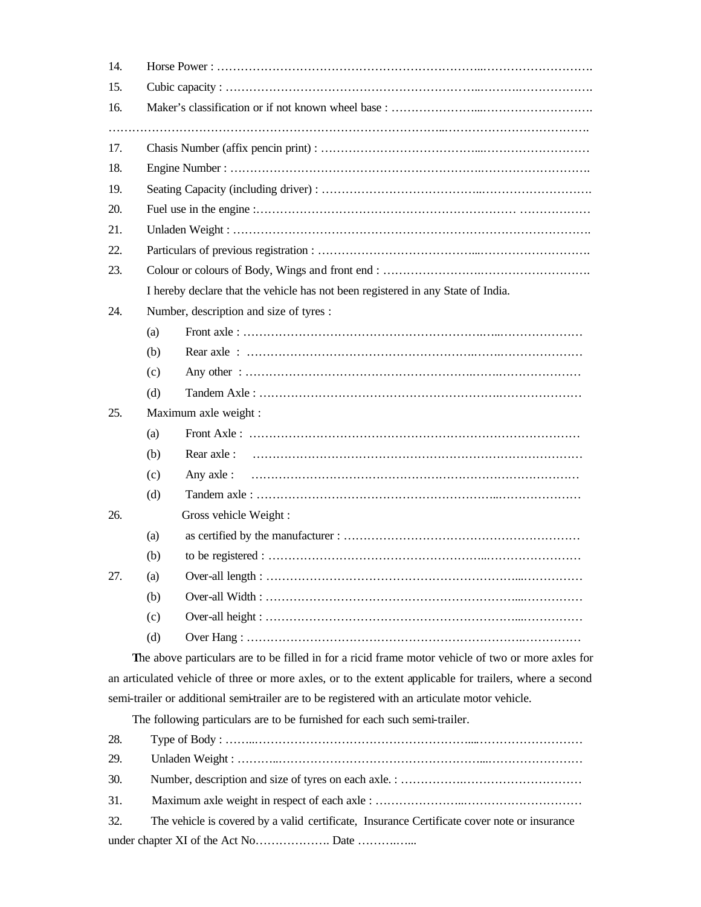14. Horse Power : ……………………………………………………………..……………………….

15. Cubic capacity : ………………………………………………………...……….……………….

16. Maker's classification or if not known wheel base : ………………….....……………………….

…………………………………………………………………………..……………………………….

17. Chasis Number (affix pencin print) : …………………………………....………………………

18. Engine Number : ……………………………………………………….……………………….

19. Seating Capacity (including driver) : ………………………………...……………………….

20. Fuel use in the engine :………………………………………………………… ………………

21. Unladen Weight : …………………………………………………………………………….

22. Particulars of previous registration : …………………………………....……………………….

23. Colour or colours of Body, Wings and front end : ……………………..……………………….

    I hereby declare that the vehicle has not been registered in any State of India.

24. Number, description and size of tyres :
    - (a) Front axle : ……………………………………………………..…..…………………
    - (b) Rear axle : ……………………………………………………..……..…………………
    - (c) Any other : ………………………………………………….……..…………………
    - (d) Tandem Axle : ………………………………………………………..…………………

25. Maximum axle weight :
    - (a) Front Axle : ……………………………………………………………………………
    - (b) Rear axle : ……………………………………………………………………………
    - (c) Any axle : ……………………………………………………………………………
    - (d) Tandem axle : …………………………………………………...…………………

26. Gross vehicle Weight :
    - (a) as certified by the manufacturer : ……………………………………………………
    - (b) to be registered : ………………………………………………...……………………

27. 
    - (a) Over-all length : ……………………………………………………….....……………
    - (b) Over-all Width : ……………………………………………………….....……………
    - (c) Over-all height : ……………………………………………………….....……………
    - (d) Over Hang : ……………………………………………………………………………

The above particulars are to be filled in for a ricid frame motor vehicle of two or more axles for an articulated vehicle of three or more axles, or to the extent applicable for trailers, where a second semi-trailer or additional semi-trailer are to be registered with an articulate motor vehicle.

The following particulars are to be furnished for each such semi-trailer.

28. Type of Body : ……..…………………………………………………....………………………

29. Unladen Weight : ………..…………………………………………...……………………

30. Number, description and size of tyres on each axle. : ……………..…………………………

31. Maximum axle weight in respect of each axle : …………………..…………………………

32. The vehicle is covered by a valid certificate, Insurance Certificate cover note or insurance under chapter XI of the Act No………………. Date ………..…...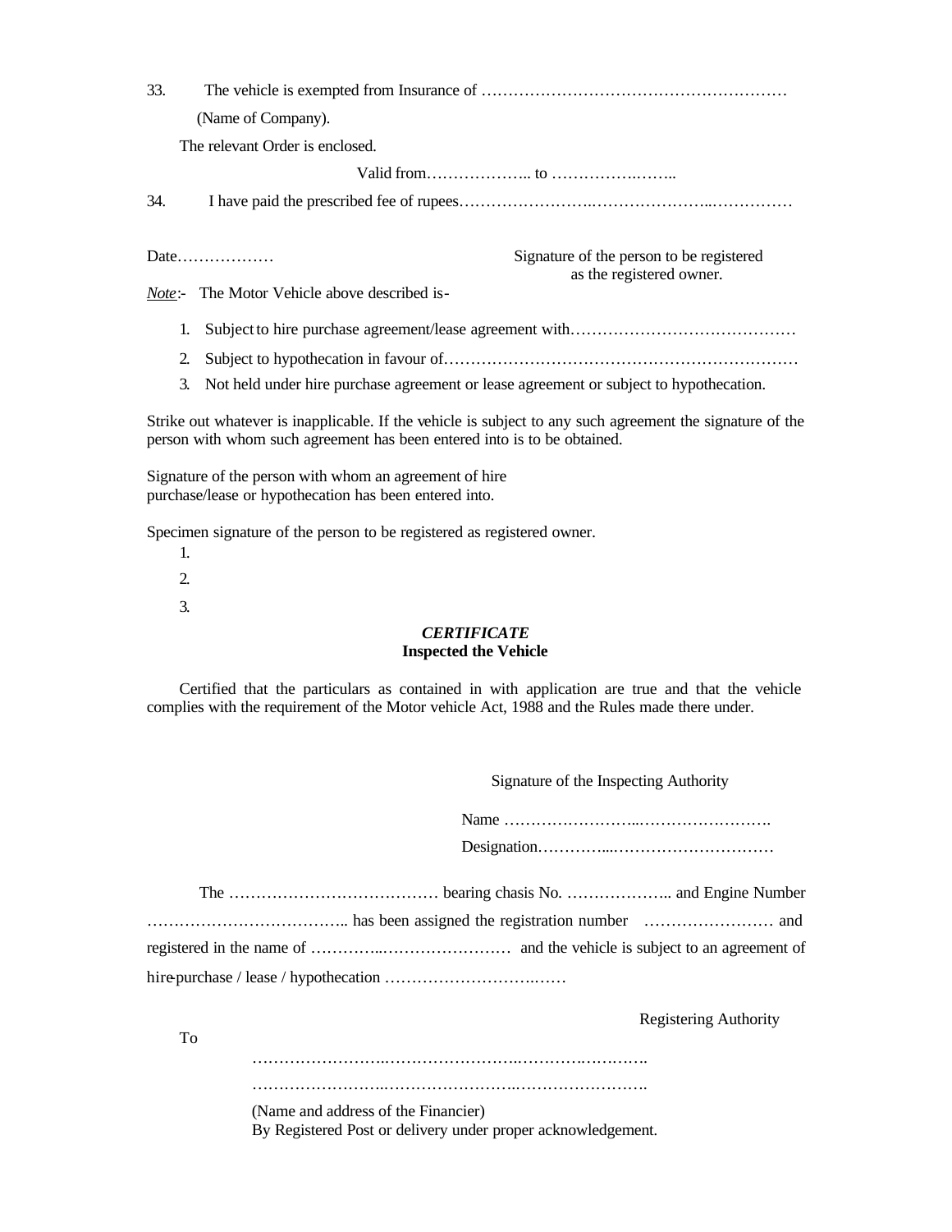33. The vehicle is exempted from Insurance of …………………………………………………

(Name of Company).

The relevant Order is enclosed.

Valid from……………….. to …………….……..

34. I have paid the prescribed fee of rupees……………………….…………………..……………

Date……………… Signature of the person to be registered as the registered owner.

*Note*:- The Motor Vehicle above described is-

1. Subject to hire purchase agreement/lease agreement with……………………………………
2. Subject to hypothecation in favour of………………………………………………………
3. Not held under hire purchase agreement or lease agreement or subject to hypothecation.

Strike out whatever is inapplicable. If the vehicle is subject to any such agreement the signature of the person with whom such agreement has been entered into is to be obtained.

Signature of the person with whom an agreement of hire purchase/lease or hypothecation has been entered into.

Specimen signature of the person to be registered as registered owner.

1.
2.
3.

## *CERTIFICATE*
### Inspected the Vehicle

Certified that the particulars as contained in with application are true and that the vehicle complies with the requirement of the Motor vehicle Act, 1988 and the Rules made there under.

Signature of the Inspecting Authority

Name ……………………...…………………….

Designation…………...…………………………

The ………………………………… bearing chasis No. ……………….. and Engine Number ……………………………….. has been assigned the registration number …………………… and registered in the name of …………..…………………… and the vehicle is subject to an agreement of hire-purchase / lease / hypothecation ……………………….……

Registering Authority

To

……………………..……………………..……….………….

……………………..……………………..…………………….

(Name and address of the Financier)
By Registered Post or delivery under proper acknowledgement.